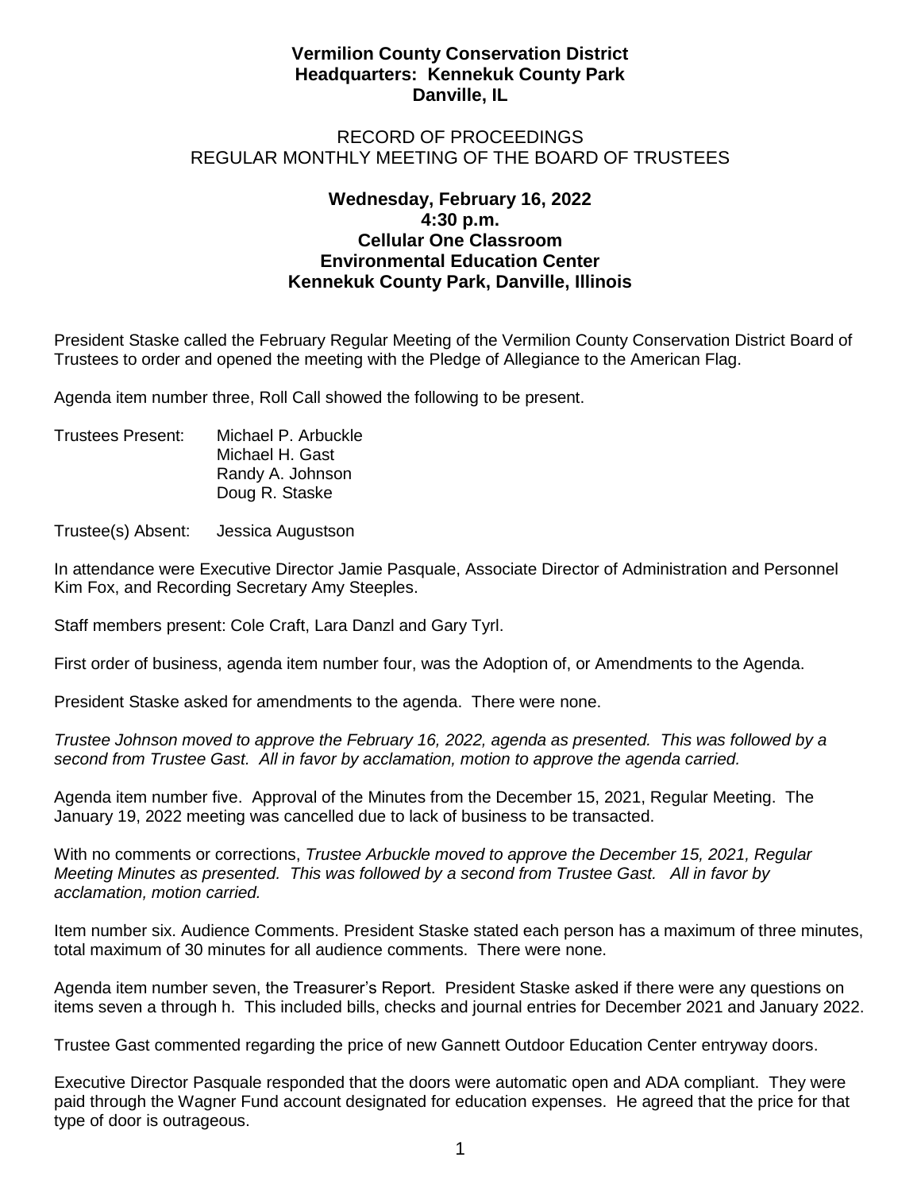**Vermilion County Conservation District**
**Headquarters: Kennekuk County Park**
**Danville, IL**

RECORD OF PROCEEDINGS
REGULAR MONTHLY MEETING OF THE BOARD OF TRUSTEES

**Wednesday, February 16, 2022**
**4:30 p.m.**
**Cellular One Classroom**
**Environmental Education Center**
**Kennekuk County Park, Danville, Illinois**

President Staske called the February Regular Meeting of the Vermilion County Conservation District Board of Trustees to order and opened the meeting with the Pledge of Allegiance to the American Flag.

Agenda item number three, Roll Call showed the following to be present.

Trustees Present: Michael P. Arbuckle
Michael H. Gast
Randy A. Johnson
Doug R. Staske

Trustee(s) Absent: Jessica Augustson

In attendance were Executive Director Jamie Pasquale, Associate Director of Administration and Personnel Kim Fox, and Recording Secretary Amy Steeples.

Staff members present: Cole Craft, Lara Danzl and Gary Tyrl.

First order of business, agenda item number four, was the Adoption of, or Amendments to the Agenda.

President Staske asked for amendments to the agenda. There were none.

*Trustee Johnson moved to approve the February 16, 2022, agenda as presented. This was followed by a second from Trustee Gast. All in favor by acclamation, motion to approve the agenda carried.*

Agenda item number five. Approval of the Minutes from the December 15, 2021, Regular Meeting. The January 19, 2022 meeting was cancelled due to lack of business to be transacted.

With no comments or corrections, *Trustee Arbuckle moved to approve the December 15, 2021, Regular Meeting Minutes as presented. This was followed by a second from Trustee Gast. All in favor by acclamation, motion carried.*

Item number six. Audience Comments. President Staske stated each person has a maximum of three minutes, total maximum of 30 minutes for all audience comments. There were none.

Agenda item number seven, the Treasurer's Report. President Staske asked if there were any questions on items seven a through h. This included bills, checks and journal entries for December 2021 and January 2022.

Trustee Gast commented regarding the price of new Gannett Outdoor Education Center entryway doors.

Executive Director Pasquale responded that the doors were automatic open and ADA compliant. They were paid through the Wagner Fund account designated for education expenses. He agreed that the price for that type of door is outrageous.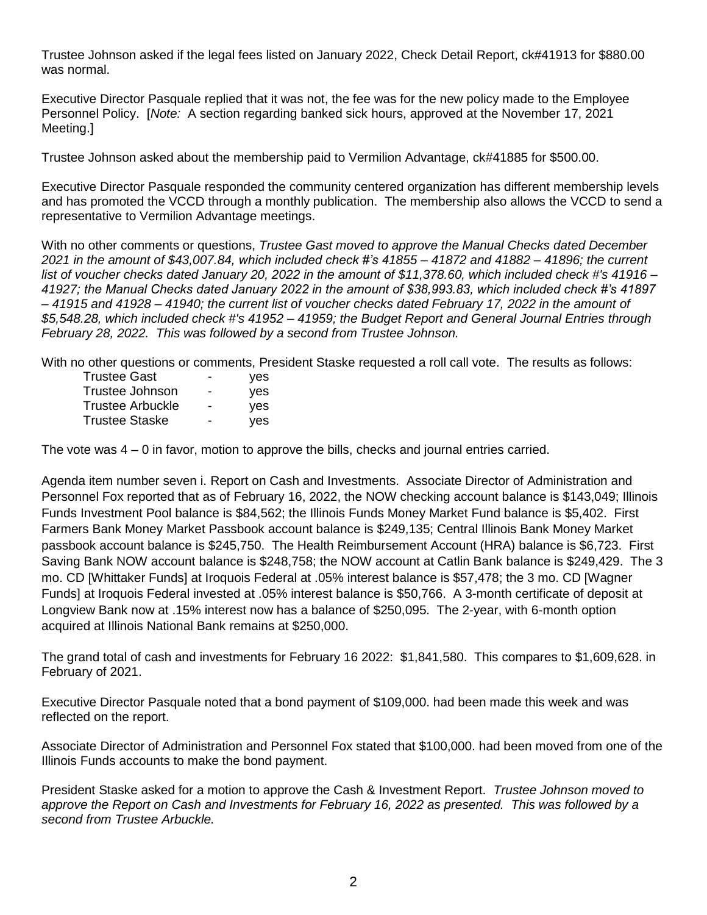Trustee Johnson asked if the legal fees listed on January 2022, Check Detail Report, ck#41913 for $880.00 was normal.

Executive Director Pasquale replied that it was not, the fee was for the new policy made to the Employee Personnel Policy. [*Note:* A section regarding banked sick hours, approved at the November 17, 2021 Meeting.]

Trustee Johnson asked about the membership paid to Vermilion Advantage, ck#41885 for $500.00.

Executive Director Pasquale responded the community centered organization has different membership levels and has promoted the VCCD through a monthly publication. The membership also allows the VCCD to send a representative to Vermilion Advantage meetings.

With no other comments or questions, *Trustee Gast moved to approve the Manual Checks dated December 2021 in the amount of $43,007.84, which included check #'s 41855 – 41872 and 41882 – 41896; the current list of voucher checks dated January 20, 2022 in the amount of $11,378.60, which included check #'s 41916 – 41927; the Manual Checks dated January 2022 in the amount of $38,993.83, which included check #'s 41897 – 41915 and 41928 – 41940; the current list of voucher checks dated February 17, 2022 in the amount of $5,548.28, which included check #'s 41952 – 41959; the Budget Report and General Journal Entries through February 28, 2022. This was followed by a second from Trustee Johnson.*

With no other questions or comments, President Staske requested a roll call vote. The results as follows:

| | | |
|---|---|---|
| Trustee Gast | - | yes |
| Trustee Johnson | - | yes |
| Trustee Arbuckle | - | yes |
| Trustee Staske | - | yes |

The vote was 4 – 0 in favor, motion to approve the bills, checks and journal entries carried.

Agenda item number seven i. Report on Cash and Investments. Associate Director of Administration and Personnel Fox reported that as of February 16, 2022, the NOW checking account balance is $143,049; Illinois Funds Investment Pool balance is $84,562; the Illinois Funds Money Market Fund balance is $5,402. First Farmers Bank Money Market Passbook account balance is $249,135; Central Illinois Bank Money Market passbook account balance is $245,750. The Health Reimbursement Account (HRA) balance is $6,723. First Saving Bank NOW account balance is $248,758; the NOW account at Catlin Bank balance is $249,429. The 3 mo. CD [Whittaker Funds] at Iroquois Federal at .05% interest balance is $57,478; the 3 mo. CD [Wagner Funds] at Iroquois Federal invested at .05% interest balance is $50,766. A 3-month certificate of deposit at Longview Bank now at .15% interest now has a balance of $250,095. The 2-year, with 6-month option acquired at Illinois National Bank remains at $250,000.

The grand total of cash and investments for February 16 2022: $1,841,580. This compares to $1,609,628. in February of 2021.

Executive Director Pasquale noted that a bond payment of $109,000. had been made this week and was reflected on the report.

Associate Director of Administration and Personnel Fox stated that $100,000. had been moved from one of the Illinois Funds accounts to make the bond payment.

President Staske asked for a motion to approve the Cash & Investment Report. *Trustee Johnson moved to approve the Report on Cash and Investments for February 16, 2022 as presented. This was followed by a second from Trustee Arbuckle.*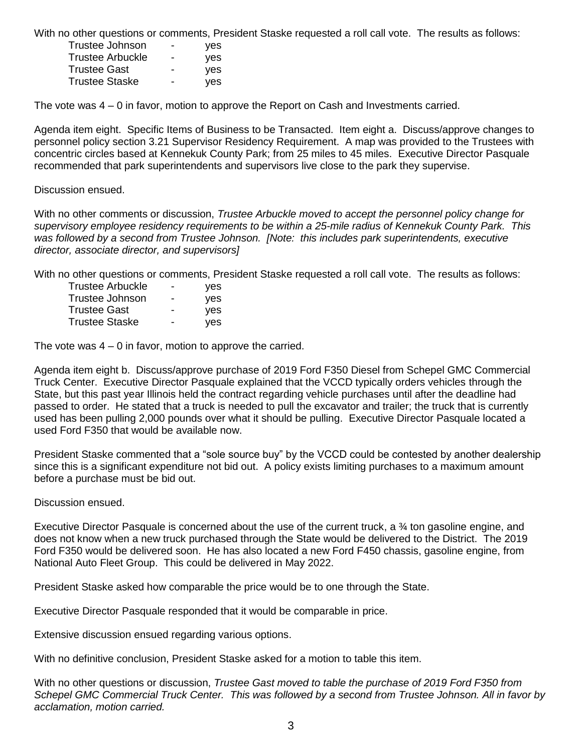With no other questions or comments, President Staske requested a roll call vote. The results as follows:

| | | |
|---|---|---|
| Trustee Johnson | - | yes |
| Trustee Arbuckle | - | yes |
| Trustee Gast | - | yes |
| Trustee Staske | - | yes |

The vote was 4 – 0 in favor, motion to approve the Report on Cash and Investments carried.

Agenda item eight. Specific Items of Business to be Transacted. Item eight a. Discuss/approve changes to personnel policy section 3.21 Supervisor Residency Requirement. A map was provided to the Trustees with concentric circles based at Kennekuk County Park; from 25 miles to 45 miles. Executive Director Pasquale recommended that park superintendents and supervisors live close to the park they supervise.

Discussion ensued.

With no other comments or discussion, *Trustee Arbuckle moved to accept the personnel policy change for supervisory employee residency requirements to be within a 25-mile radius of Kennekuk County Park. This was followed by a second from Trustee Johnson. [Note: this includes park superintendents, executive director, associate director, and supervisors]*

With no other questions or comments, President Staske requested a roll call vote. The results as follows:

| | | |
|---|---|---|
| Trustee Arbuckle | - | yes |
| Trustee Johnson | - | yes |
| Trustee Gast | - | yes |
| Trustee Staske | - | yes |

The vote was 4 – 0 in favor, motion to approve the carried.

Agenda item eight b. Discuss/approve purchase of 2019 Ford F350 Diesel from Schepel GMC Commercial Truck Center. Executive Director Pasquale explained that the VCCD typically orders vehicles through the State, but this past year Illinois held the contract regarding vehicle purchases until after the deadline had passed to order. He stated that a truck is needed to pull the excavator and trailer; the truck that is currently used has been pulling 2,000 pounds over what it should be pulling. Executive Director Pasquale located a used Ford F350 that would be available now.

President Staske commented that a "sole source buy" by the VCCD could be contested by another dealership since this is a significant expenditure not bid out. A policy exists limiting purchases to a maximum amount before a purchase must be bid out.

Discussion ensued.

Executive Director Pasquale is concerned about the use of the current truck, a ¾ ton gasoline engine, and does not know when a new truck purchased through the State would be delivered to the District. The 2019 Ford F350 would be delivered soon. He has also located a new Ford F450 chassis, gasoline engine, from National Auto Fleet Group. This could be delivered in May 2022.

President Staske asked how comparable the price would be to one through the State.

Executive Director Pasquale responded that it would be comparable in price.

Extensive discussion ensued regarding various options.

With no definitive conclusion, President Staske asked for a motion to table this item.

With no other questions or discussion, *Trustee Gast moved to table the purchase of 2019 Ford F350 from Schepel GMC Commercial Truck Center. This was followed by a second from Trustee Johnson. All in favor by acclamation, motion carried.*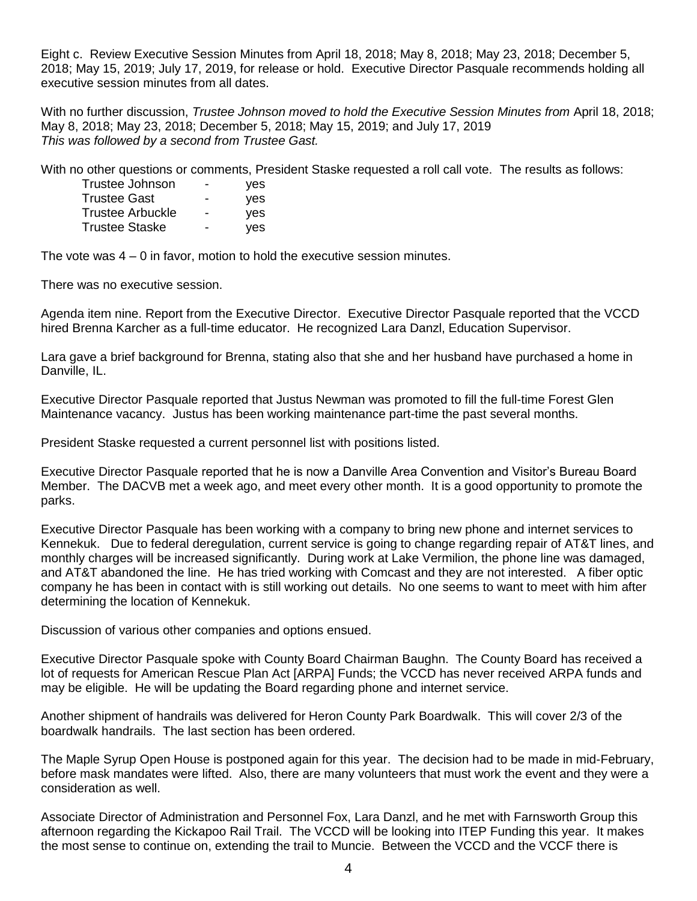Eight c. Review Executive Session Minutes from April 18, 2018; May 8, 2018; May 23, 2018; December 5, 2018; May 15, 2019; July 17, 2019, for release or hold. Executive Director Pasquale recommends holding all executive session minutes from all dates.

With no further discussion, *Trustee Johnson moved to hold the Executive Session Minutes from* April 18, 2018; May 8, 2018; May 23, 2018; December 5, 2018; May 15, 2019; and July 17, 2019
*This was followed by a second from Trustee Gast.*

With no other questions or comments, President Staske requested a roll call vote. The results as follows:

| | | |
|---|---|---|
| Trustee Johnson | - | yes |
| Trustee Gast | - | yes |
| Trustee Arbuckle | - | yes |
| Trustee Staske | - | yes |

The vote was 4 – 0 in favor, motion to hold the executive session minutes.

There was no executive session.

Agenda item nine. Report from the Executive Director. Executive Director Pasquale reported that the VCCD hired Brenna Karcher as a full-time educator. He recognized Lara Danzl, Education Supervisor.

Lara gave a brief background for Brenna, stating also that she and her husband have purchased a home in Danville, IL.

Executive Director Pasquale reported that Justus Newman was promoted to fill the full-time Forest Glen Maintenance vacancy. Justus has been working maintenance part-time the past several months.

President Staske requested a current personnel list with positions listed.

Executive Director Pasquale reported that he is now a Danville Area Convention and Visitor's Bureau Board Member. The DACVB met a week ago, and meet every other month. It is a good opportunity to promote the parks.

Executive Director Pasquale has been working with a company to bring new phone and internet services to Kennekuk. Due to federal deregulation, current service is going to change regarding repair of AT&T lines, and monthly charges will be increased significantly. During work at Lake Vermilion, the phone line was damaged, and AT&T abandoned the line. He has tried working with Comcast and they are not interested. A fiber optic company he has been in contact with is still working out details. No one seems to want to meet with him after determining the location of Kennekuk.

Discussion of various other companies and options ensued.

Executive Director Pasquale spoke with County Board Chairman Baughn. The County Board has received a lot of requests for American Rescue Plan Act [ARPA] Funds; the VCCD has never received ARPA funds and may be eligible. He will be updating the Board regarding phone and internet service.

Another shipment of handrails was delivered for Heron County Park Boardwalk. This will cover 2/3 of the boardwalk handrails. The last section has been ordered.

The Maple Syrup Open House is postponed again for this year. The decision had to be made in mid-February, before mask mandates were lifted. Also, there are many volunteers that must work the event and they were a consideration as well.

Associate Director of Administration and Personnel Fox, Lara Danzl, and he met with Farnsworth Group this afternoon regarding the Kickapoo Rail Trail. The VCCD will be looking into ITEP Funding this year. It makes the most sense to continue on, extending the trail to Muncie. Between the VCCD and the VCCF there is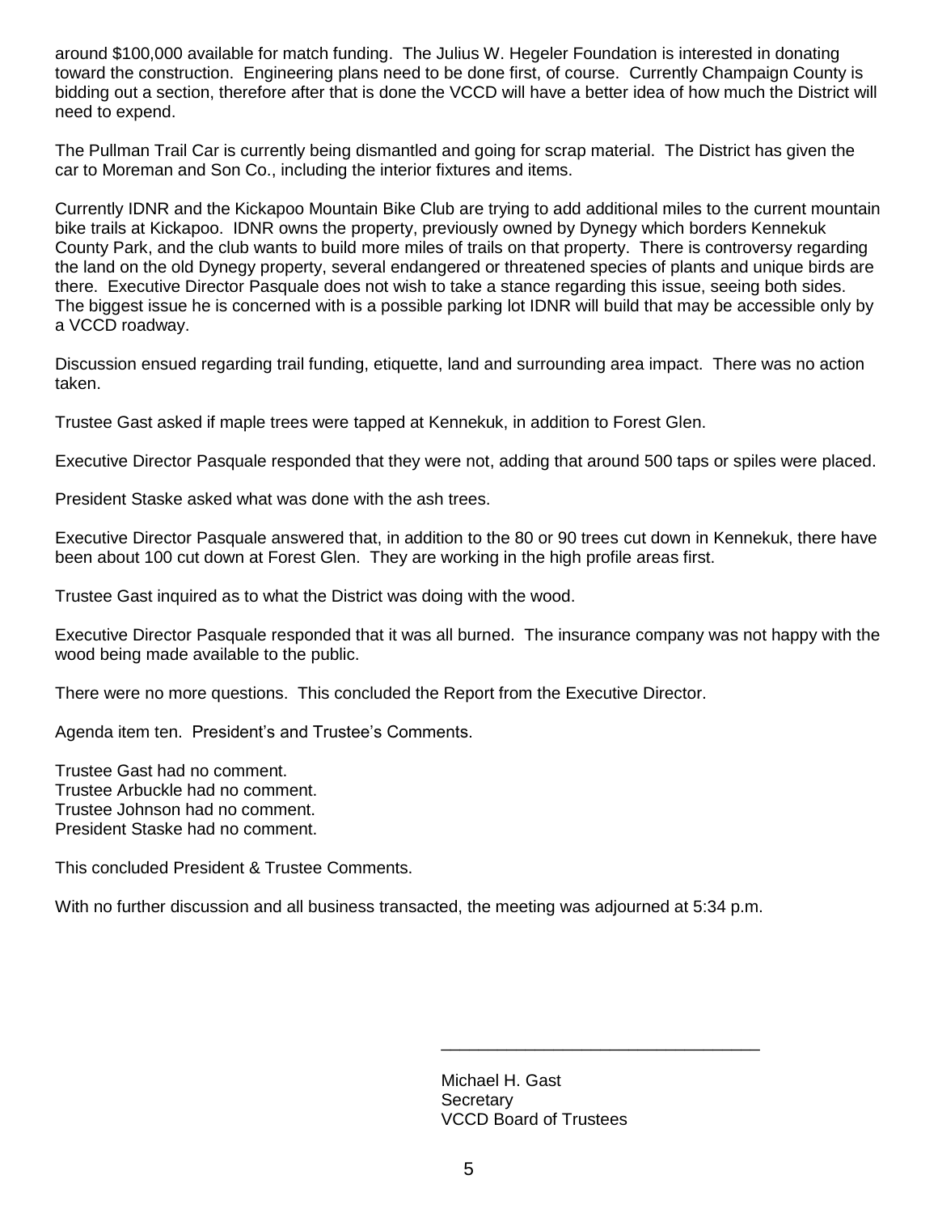around $100,000 available for match funding. The Julius W. Hegeler Foundation is interested in donating toward the construction. Engineering plans need to be done first, of course. Currently Champaign County is bidding out a section, therefore after that is done the VCCD will have a better idea of how much the District will need to expend.

The Pullman Trail Car is currently being dismantled and going for scrap material. The District has given the car to Moreman and Son Co., including the interior fixtures and items.

Currently IDNR and the Kickapoo Mountain Bike Club are trying to add additional miles to the current mountain bike trails at Kickapoo. IDNR owns the property, previously owned by Dynegy which borders Kennekuk County Park, and the club wants to build more miles of trails on that property. There is controversy regarding the land on the old Dynegy property, several endangered or threatened species of plants and unique birds are there. Executive Director Pasquale does not wish to take a stance regarding this issue, seeing both sides. The biggest issue he is concerned with is a possible parking lot IDNR will build that may be accessible only by a VCCD roadway.

Discussion ensued regarding trail funding, etiquette, land and surrounding area impact. There was no action taken.

Trustee Gast asked if maple trees were tapped at Kennekuk, in addition to Forest Glen.

Executive Director Pasquale responded that they were not, adding that around 500 taps or spiles were placed.

President Staske asked what was done with the ash trees.

Executive Director Pasquale answered that, in addition to the 80 or 90 trees cut down in Kennekuk, there have been about 100 cut down at Forest Glen. They are working in the high profile areas first.

Trustee Gast inquired as to what the District was doing with the wood.

Executive Director Pasquale responded that it was all burned. The insurance company was not happy with the wood being made available to the public.

There were no more questions. This concluded the Report from the Executive Director.

Agenda item ten. President's and Trustee's Comments.

Trustee Gast had no comment.
Trustee Arbuckle had no comment.
Trustee Johnson had no comment.
President Staske had no comment.

This concluded President & Trustee Comments.

With no further discussion and all business transacted, the meeting was adjourned at 5:34 p.m.

\_\_\_\_\_\_\_\_\_\_\_\_\_\_\_\_\_\_\_\_\_\_\_\_\_\_\_\_\_\_\_\_\_\_

Michael H. Gast
Secretary
VCCD Board of Trustees